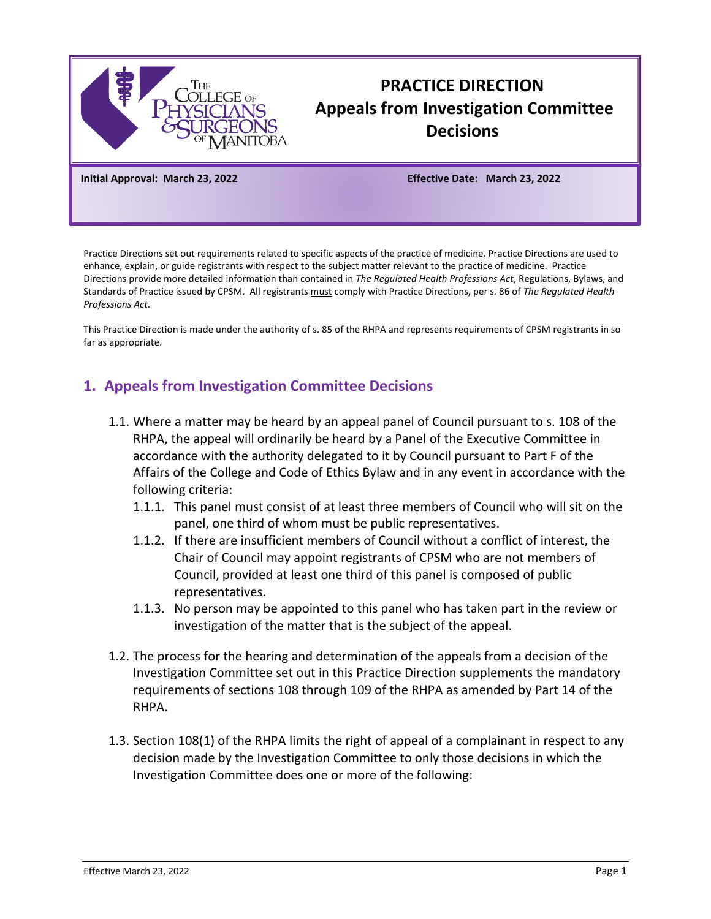# PRACTICE DIRECTION
# Appeals from Investigation Committee Decisions

**Initial Approval: March 23, 2022** **Effective Date: March 23, 2022**

Practice Directions set out requirements related to specific aspects of the practice of medicine. Practice Directions are used to enhance, explain, or guide registrants with respect to the subject matter relevant to the practice of medicine. Practice Directions provide more detailed information than contained in *The Regulated Health Professions Act*, Regulations, Bylaws, and Standards of Practice issued by CPSM. All registrants must comply with Practice Directions, per s. 86 of *The Regulated Health Professions Act*.

This Practice Direction is made under the authority of s. 85 of the RHPA and represents requirements of CPSM registrants in so far as appropriate.

## 1. Appeals from Investigation Committee Decisions

1.1. Where a matter may be heard by an appeal panel of Council pursuant to s. 108 of the RHPA, the appeal will ordinarily be heard by a Panel of the Executive Committee in accordance with the authority delegated to it by Council pursuant to Part F of the Affairs of the College and Code of Ethics Bylaw and in any event in accordance with the following criteria:

1.1.1. This panel must consist of at least three members of Council who will sit on the panel, one third of whom must be public representatives.

1.1.2. If there are insufficient members of Council without a conflict of interest, the Chair of Council may appoint registrants of CPSM who are not members of Council, provided at least one third of this panel is composed of public representatives.

1.1.3. No person may be appointed to this panel who has taken part in the review or investigation of the matter that is the subject of the appeal.

1.2. The process for the hearing and determination of the appeals from a decision of the Investigation Committee set out in this Practice Direction supplements the mandatory requirements of sections 108 through 109 of the RHPA as amended by Part 14 of the RHPA.

1.3. Section 108(1) of the RHPA limits the right of appeal of a complainant in respect to any decision made by the Investigation Committee to only those decisions in which the Investigation Committee does one or more of the following: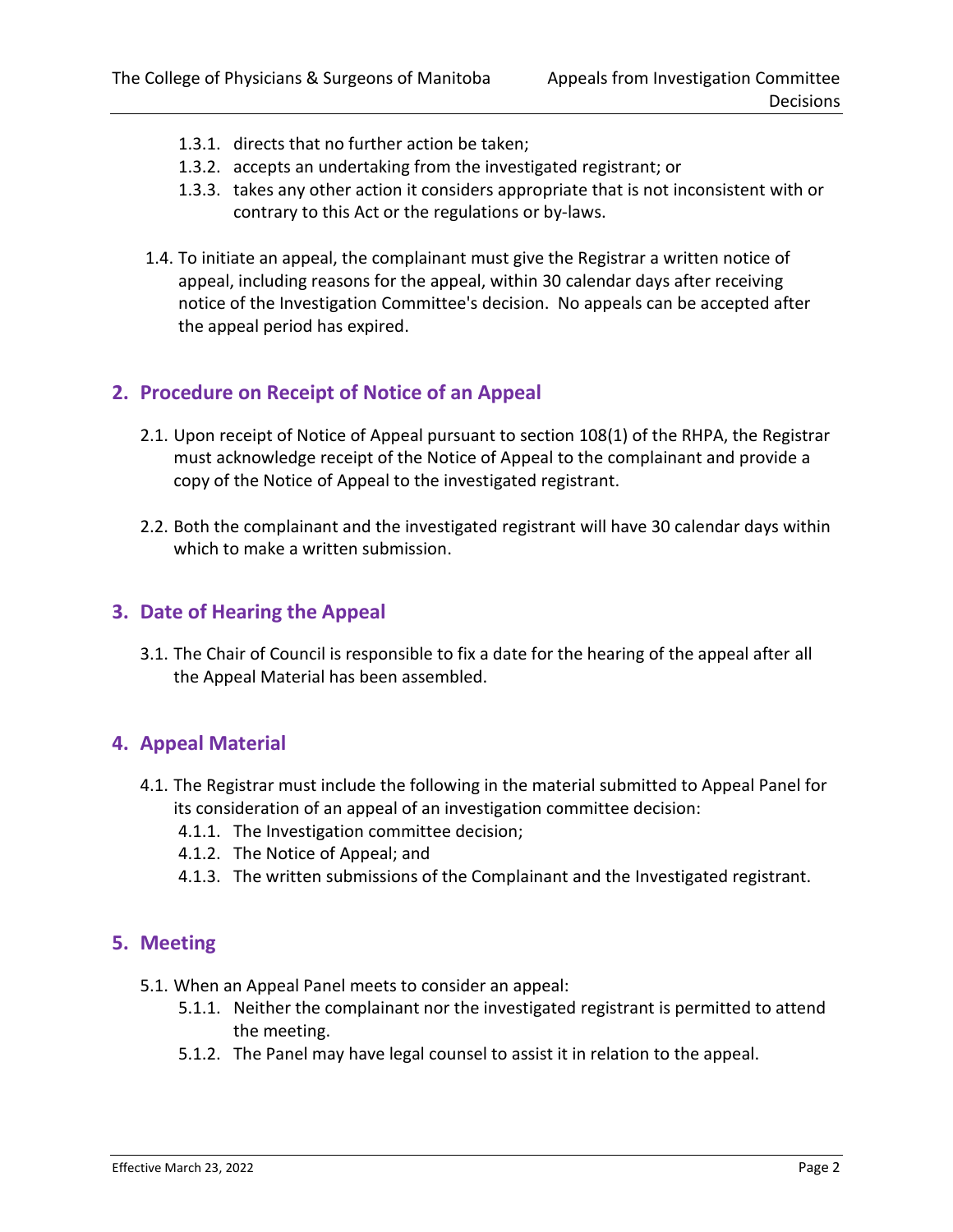- 1.3.1. directs that no further action be taken;
- 1.3.2. accepts an undertaking from the investigated registrant; or
- 1.3.3. takes any other action it considers appropriate that is not inconsistent with or contrary to this Act or the regulations or by-laws.

1.4. To initiate an appeal, the complainant must give the Registrar a written notice of appeal, including reasons for the appeal, within 30 calendar days after receiving notice of the Investigation Committee's decision. No appeals can be accepted after the appeal period has expired.

## 2. Procedure on Receipt of Notice of an Appeal

2.1. Upon receipt of Notice of Appeal pursuant to section 108(1) of the RHPA, the Registrar must acknowledge receipt of the Notice of Appeal to the complainant and provide a copy of the Notice of Appeal to the investigated registrant.

2.2. Both the complainant and the investigated registrant will have 30 calendar days within which to make a written submission.

## 3. Date of Hearing the Appeal

3.1. The Chair of Council is responsible to fix a date for the hearing of the appeal after all the Appeal Material has been assembled.

## 4. Appeal Material

4.1. The Registrar must include the following in the material submitted to Appeal Panel for its consideration of an appeal of an investigation committee decision:

- 4.1.1. The Investigation committee decision;
- 4.1.2. The Notice of Appeal; and
- 4.1.3. The written submissions of the Complainant and the Investigated registrant.

## 5. Meeting

5.1. When an Appeal Panel meets to consider an appeal:

- 5.1.1. Neither the complainant nor the investigated registrant is permitted to attend the meeting.
- 5.1.2. The Panel may have legal counsel to assist it in relation to the appeal.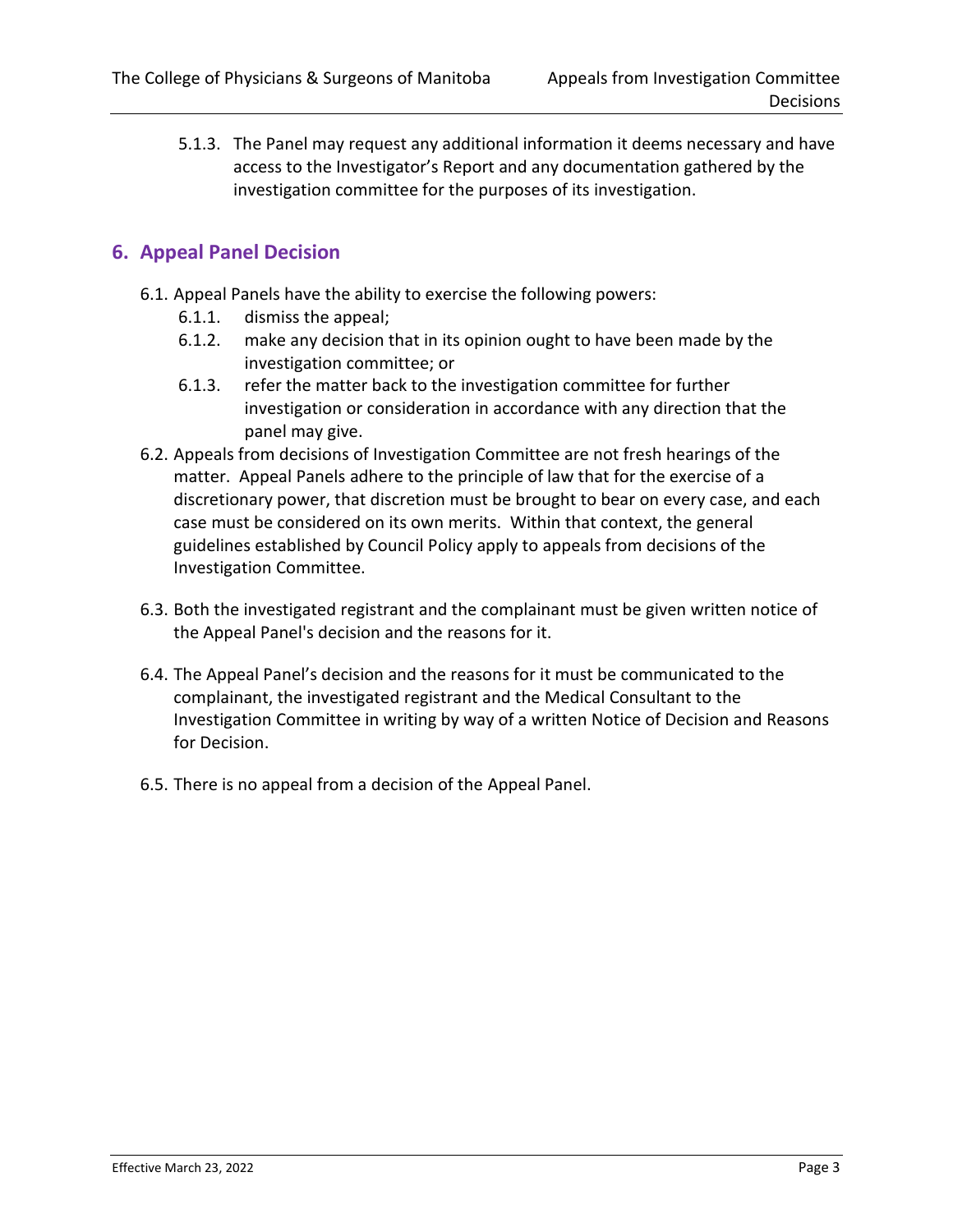5.1.3. The Panel may request any additional information it deems necessary and have access to the Investigator's Report and any documentation gathered by the investigation committee for the purposes of its investigation.

## 6. Appeal Panel Decision

6.1. Appeal Panels have the ability to exercise the following powers:

- 6.1.1. dismiss the appeal;
- 6.1.2. make any decision that in its opinion ought to have been made by the investigation committee; or
- 6.1.3. refer the matter back to the investigation committee for further investigation or consideration in accordance with any direction that the panel may give.

6.2. Appeals from decisions of Investigation Committee are not fresh hearings of the matter. Appeal Panels adhere to the principle of law that for the exercise of a discretionary power, that discretion must be brought to bear on every case, and each case must be considered on its own merits. Within that context, the general guidelines established by Council Policy apply to appeals from decisions of the Investigation Committee.

6.3. Both the investigated registrant and the complainant must be given written notice of the Appeal Panel's decision and the reasons for it.

6.4. The Appeal Panel's decision and the reasons for it must be communicated to the complainant, the investigated registrant and the Medical Consultant to the Investigation Committee in writing by way of a written Notice of Decision and Reasons for Decision.

6.5. There is no appeal from a decision of the Appeal Panel.